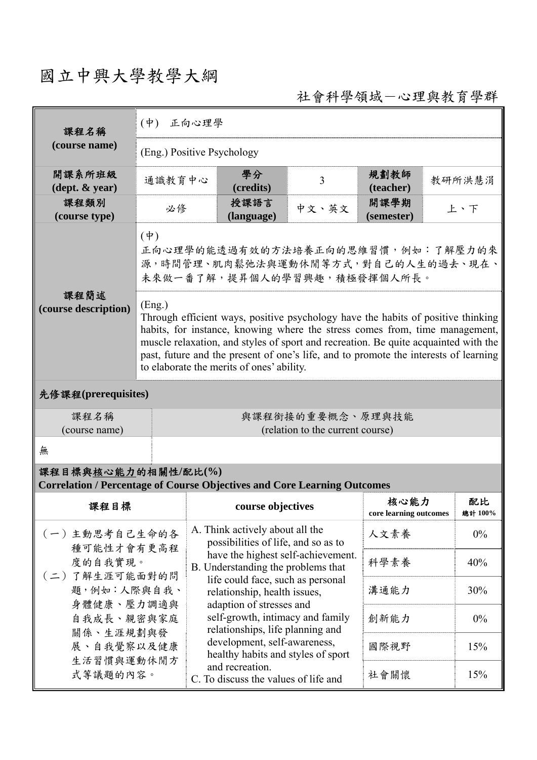# 國立中興大學教學大綱

社會科學領域－心理與教育學群

| 課程名稱 (course name) | (中) 正向心理學 | | | | |
|---|---|---|---|---|---|
| | (Eng.) Positive Psychology | | | | |
| 開課系所班級 (dept. & year) | 通識教育中心 | 學分 (credits) | 3 | 規劃教師 (teacher) | 教研所洪慧涓 |
| 課程類別 (course type) | 必修 | 授課語言 (language) | 中文、英文 | 開課學期 (semester) | 上、下 |
| 課程簡述 (course description) | (中)<br>正向心理學的能透過有效的方法培養正向的思維習慣，例如：了解壓力的來源，時間管理、肌肉鬆弛法與運動休閒等方式，對自己的人生的過去、現在、未來做一番了解，提昇個人的學習興趣，積極發揮個人所長。 | | | | |
| | (Eng.)<br>Through efficient ways, positive psychology have the habits of positive thinking habits, for instance, knowing where the stress comes from, time management, muscle relaxation, and styles of sport and recreation. Be quite acquainted with the past, future and the present of one's life, and to promote the interests of learning to elaborate the merits of ones' ability. | | | | |

**先修課程(prerequisites)**

| 課程名稱 (course name) | 與課程銜接的重要概念、原理與技能 (relation to the current course) |
|---|---|
| 無 | |

**課程目標與核心能力的相關性/配比(%)**
**Correlation / Percentage of Course Objectives and Core Learning Outcomes**

| 課程目標 | course objectives | 核心能力 core learning outcomes | 配比 總計 100% |
|---|---|---|---|
| （一）主動思考自己生命的各種可能性才會有更高程度的自我實現。<br>（二）了解生涯可能面對的問題，例如：人際與自我、身體健康、壓力調適與自我成長、親密與家庭關係、生涯規劃與發展、自我覺察以及健康生活習慣與運動休閒方式等議題的內容。 | A. Think actively about all the possibilities of life, and so as to have the highest self-achievement.<br>B. Understanding the problems that life could face, such as personal relationship, health issues, adaption of stresses and self-growth, intimacy and family relationships, life planning and development, self-awareness, healthy habits and styles of sport and recreation.<br>C. To discuss the values of life and | 人文素養 | 0% |
| | | 科學素養 | 40% |
| | | 溝通能力 | 30% |
| | | 創新能力 | 0% |
| | | 國際視野 | 15% |
| | | 社會關懷 | 15% |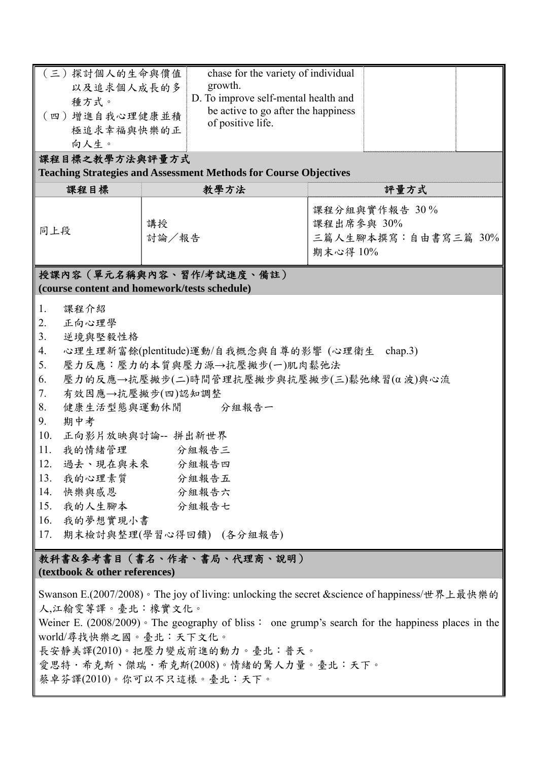| | | | |
|---|---|---|---|
| （三）探討個人的生命與價值以及追求個人成長的多種方式。<br>（四）增進自我心理健康並積極追求幸福與快樂的正向人生。 | chase for the variety of individual growth.<br>D. To improve self-mental health and be active to go after the happiness of positive life. | | |

**課程目標之教學方法與評量方式**
**Teaching Strategies and Assessment Methods for Course Objectives**

| 課程目標 | 教學方法 | 評量方式 |
|---|---|---|
| 同上段 | 講授<br>討論／報告 | 課程分組與實作報告 30 %<br>課程出席參與 30%<br>三篇人生腳本撰寫：自由書寫三篇 30%<br>期末心得 10% |

**授課內容（單元名稱與內容、習作/考試進度、備註）**
**(course content and homework/tests schedule)**

1. 課程介紹
2. 正向心理學
3. 逆境與堅毅性格
4. 心理生理新富餘(plentitude)運動/自我概念與自尊的影響 (心理衛生 chap.3)
5. 壓力反應：壓力的本質與壓力源→抗壓撇步(一)肌肉鬆弛法
6. 壓力的反應→抗壓撇步(二)時間管理抗壓撇步與抗壓撇步(三)鬆弛練習(α 波)與心流
7. 有效因應→抗壓撇步(四)認知調整
8. 健康生活型態與運動休閒　　分組報告一
9. 期中考
10. 正向影片放映與討論-- 拼出新世界
11. 我的情緒管理　　分組報告三
12. 過去、現在與未來　　分組報告四
13. 我的心理素質　　分組報告五
14. 快樂與感恩　　分組報告六
15. 我的人生腳本　　分組報告七
16. 我的夢想實現小書
17. 期末檢討與整理(學習心得回饋) (各分組報告)

**教科書&參考書目（書名、作者、書局、代理商、說明）**
**(textbook & other references)**

Swanson E.(2007/2008)。The joy of living: unlocking the secret &science of happiness/世界上最快樂的人,江翰雯等譯。臺北：橡實文化。
Weiner E. (2008/2009)。The geography of bliss： one grump's search for the happiness places in the world/尋找快樂之國。臺北：天下文化。
長安靜美譯(2010)。把壓力變成前進的動力。臺北：普天。
愛思特・希克斯、傑瑞・希克斯(2008)。情緒的驚人力量。臺北：天下。
蔡卓芬譯(2010)。你可以不只這樣。臺北：天下。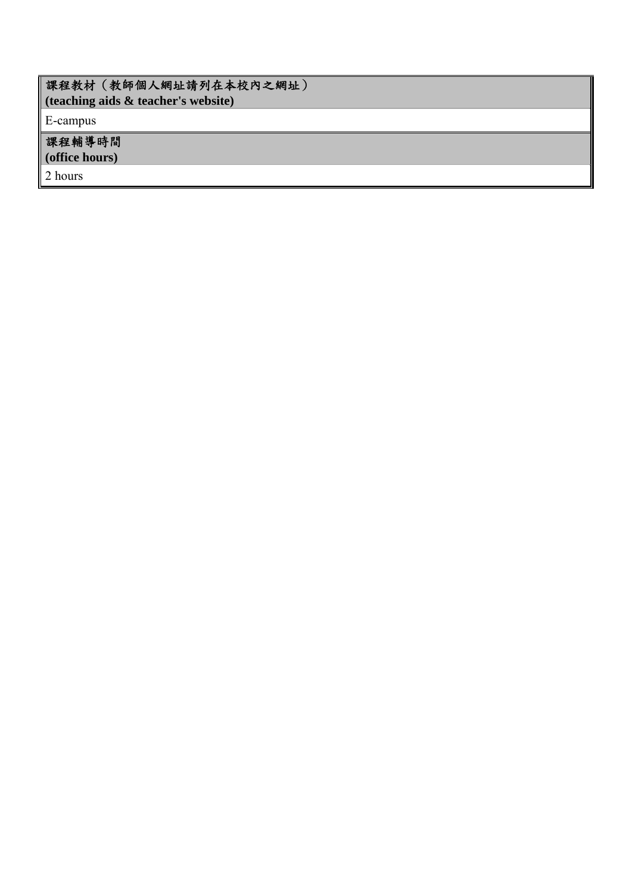| 課程教材（教師個人網址請列在本校內之網址）<br>**(teaching aids & teacher's website)** |
| --- |
| E-campus |
| 課程輔導時間<br>**(office hours)** |
| 2 hours |